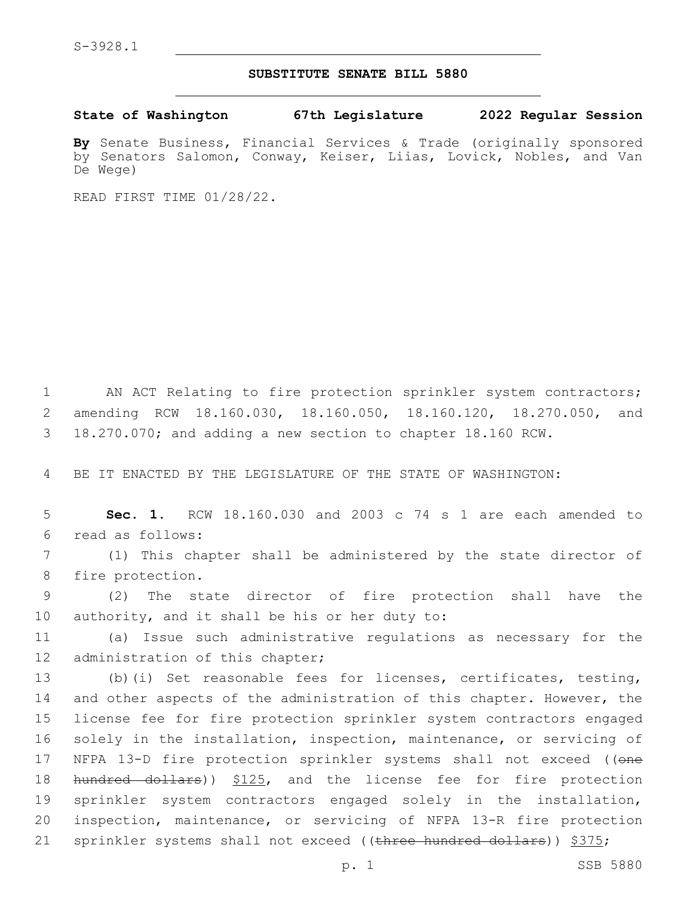S-3928.1

## SUBSTITUTE SENATE BILL 5880

**State of Washington 67th Legislature 2022 Regular Session**

**By** Senate Business, Financial Services & Trade (originally sponsored by Senators Salomon, Conway, Keiser, Liias, Lovick, Nobles, and Van De Wege)

READ FIRST TIME 01/28/22.

AN ACT Relating to fire protection sprinkler system contractors; amending RCW 18.160.030, 18.160.050, 18.160.120, 18.270.050, and 18.270.070; and adding a new section to chapter 18.160 RCW.

BE IT ENACTED BY THE LEGISLATURE OF THE STATE OF WASHINGTON:

**Sec. 1.** RCW 18.160.030 and 2003 c 74 s 1 are each amended to read as follows:

(1) This chapter shall be administered by the state director of fire protection.

(2) The state director of fire protection shall have the authority, and it shall be his or her duty to:

(a) Issue such administrative regulations as necessary for the administration of this chapter;

(b)(i) Set reasonable fees for licenses, certificates, testing, and other aspects of the administration of this chapter. However, the license fee for fire protection sprinkler system contractors engaged solely in the installation, inspection, maintenance, or servicing of NFPA 13-D fire protection sprinkler systems shall not exceed ((~~one hundred dollars~~)) <u>$125</u>, and the license fee for fire protection sprinkler system contractors engaged solely in the installation, inspection, maintenance, or servicing of NFPA 13-R fire protection sprinkler systems shall not exceed ((~~three hundred dollars~~)) <u>$375</u>;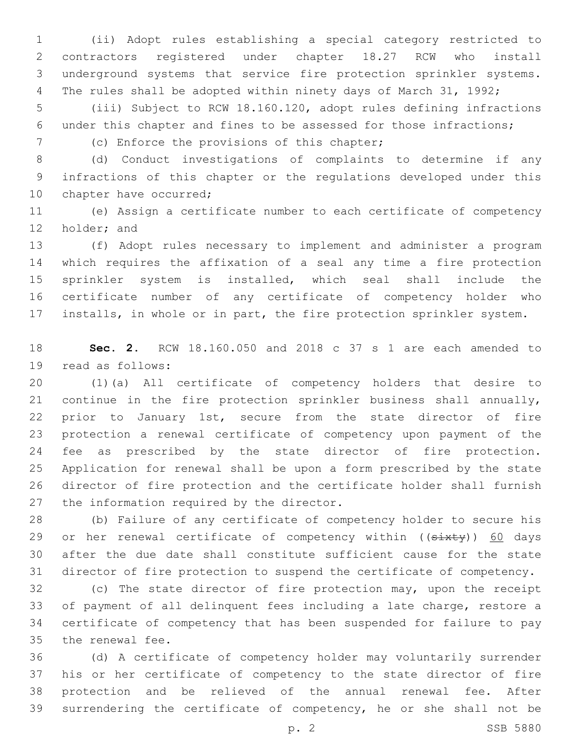(ii) Adopt rules establishing a special category restricted to contractors registered under chapter 18.27 RCW who install underground systems that service fire protection sprinkler systems. The rules shall be adopted within ninety days of March 31, 1992;

(iii) Subject to RCW 18.160.120, adopt rules defining infractions under this chapter and fines to be assessed for those infractions;

(c) Enforce the provisions of this chapter;

(d) Conduct investigations of complaints to determine if any infractions of this chapter or the regulations developed under this chapter have occurred;

(e) Assign a certificate number to each certificate of competency holder; and

(f) Adopt rules necessary to implement and administer a program which requires the affixation of a seal any time a fire protection sprinkler system is installed, which seal shall include the certificate number of any certificate of competency holder who installs, in whole or in part, the fire protection sprinkler system.

**Sec. 2.** RCW 18.160.050 and 2018 c 37 s 1 are each amended to read as follows:

(1)(a) All certificate of competency holders that desire to continue in the fire protection sprinkler business shall annually, prior to January 1st, secure from the state director of fire protection a renewal certificate of competency upon payment of the fee as prescribed by the state director of fire protection. Application for renewal shall be upon a form prescribed by the state director of fire protection and the certificate holder shall furnish the information required by the director.

(b) Failure of any certificate of competency holder to secure his or her renewal certificate of competency within ((~~sixty~~)) <u>60</u> days after the due date shall constitute sufficient cause for the state director of fire protection to suspend the certificate of competency.

(c) The state director of fire protection may, upon the receipt of payment of all delinquent fees including a late charge, restore a certificate of competency that has been suspended for failure to pay the renewal fee.

(d) A certificate of competency holder may voluntarily surrender his or her certificate of competency to the state director of fire protection and be relieved of the annual renewal fee. After surrendering the certificate of competency, he or she shall not be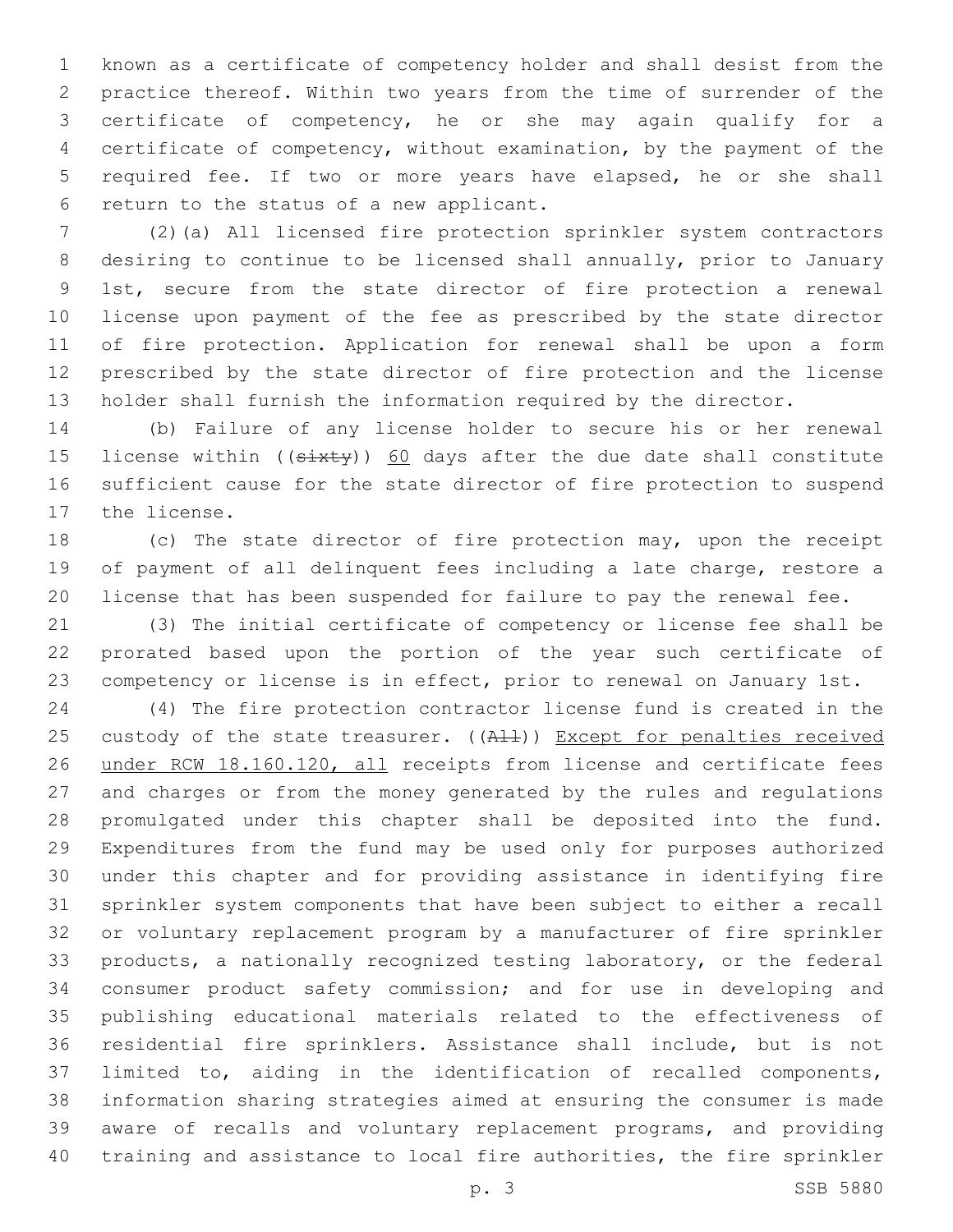known as a certificate of competency holder and shall desist from the practice thereof. Within two years from the time of surrender of the certificate of competency, he or she may again qualify for a certificate of competency, without examination, by the payment of the required fee. If two or more years have elapsed, he or she shall return to the status of a new applicant.

(2)(a) All licensed fire protection sprinkler system contractors desiring to continue to be licensed shall annually, prior to January 1st, secure from the state director of fire protection a renewal license upon payment of the fee as prescribed by the state director of fire protection. Application for renewal shall be upon a form prescribed by the state director of fire protection and the license holder shall furnish the information required by the director.

(b) Failure of any license holder to secure his or her renewal license within ((~~sixty~~)) <u>60</u> days after the due date shall constitute sufficient cause for the state director of fire protection to suspend the license.

(c) The state director of fire protection may, upon the receipt of payment of all delinquent fees including a late charge, restore a license that has been suspended for failure to pay the renewal fee.

(3) The initial certificate of competency or license fee shall be prorated based upon the portion of the year such certificate of competency or license is in effect, prior to renewal on January 1st.

(4) The fire protection contractor license fund is created in the custody of the state treasurer. ((~~All~~)) <u>Except for penalties received under RCW 18.160.120, all</u> receipts from license and certificate fees and charges or from the money generated by the rules and regulations promulgated under this chapter shall be deposited into the fund. Expenditures from the fund may be used only for purposes authorized under this chapter and for providing assistance in identifying fire sprinkler system components that have been subject to either a recall or voluntary replacement program by a manufacturer of fire sprinkler products, a nationally recognized testing laboratory, or the federal consumer product safety commission; and for use in developing and publishing educational materials related to the effectiveness of residential fire sprinklers. Assistance shall include, but is not limited to, aiding in the identification of recalled components, information sharing strategies aimed at ensuring the consumer is made aware of recalls and voluntary replacement programs, and providing training and assistance to local fire authorities, the fire sprinkler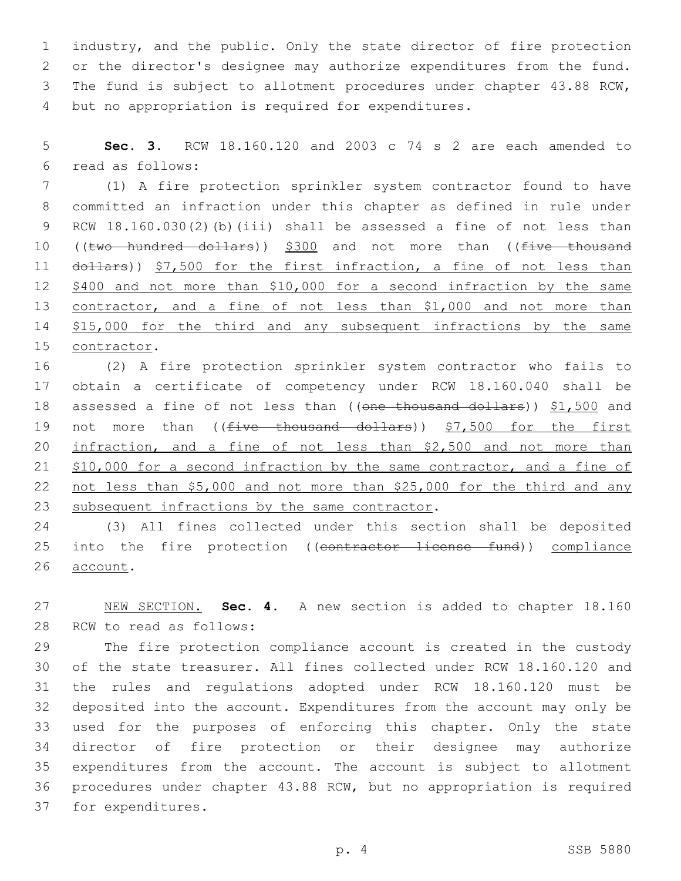industry, and the public. Only the state director of fire protection or the director's designee may authorize expenditures from the fund. The fund is subject to allotment procedures under chapter 43.88 RCW, but no appropriation is required for expenditures.

**Sec. 3.** RCW 18.160.120 and 2003 c 74 s 2 are each amended to read as follows:

(1) A fire protection sprinkler system contractor found to have committed an infraction under this chapter as defined in rule under RCW 18.160.030(2)(b)(iii) shall be assessed a fine of not less than ((~~two hundred dollars~~)) $300 and not more than ((~~five thousand dollars~~)) $7,500 for the first infraction, a fine of not less than $400 and not more than $10,000 for a second infraction by the same contractor, and a fine of not less than $1,000 and not more than $15,000 for the third and any subsequent infractions by the same contractor.

(2) A fire protection sprinkler system contractor who fails to obtain a certificate of competency under RCW 18.160.040 shall be assessed a fine of not less than ((~~one thousand dollars~~)) $1,500 and not more than ((~~five thousand dollars~~)) $7,500 for the first infraction, and a fine of not less than $2,500 and not more than $10,000 for a second infraction by the same contractor, and a fine of not less than $5,000 and not more than $25,000 for the third and any subsequent infractions by the same contractor.

(3) All fines collected under this section shall be deposited into the fire protection ((~~contractor license fund~~)) compliance account.

NEW SECTION. **Sec. 4.** A new section is added to chapter 18.160 RCW to read as follows:

The fire protection compliance account is created in the custody of the state treasurer. All fines collected under RCW 18.160.120 and the rules and regulations adopted under RCW 18.160.120 must be deposited into the account. Expenditures from the account may only be used for the purposes of enforcing this chapter. Only the state director of fire protection or their designee may authorize expenditures from the account. The account is subject to allotment procedures under chapter 43.88 RCW, but no appropriation is required for expenditures.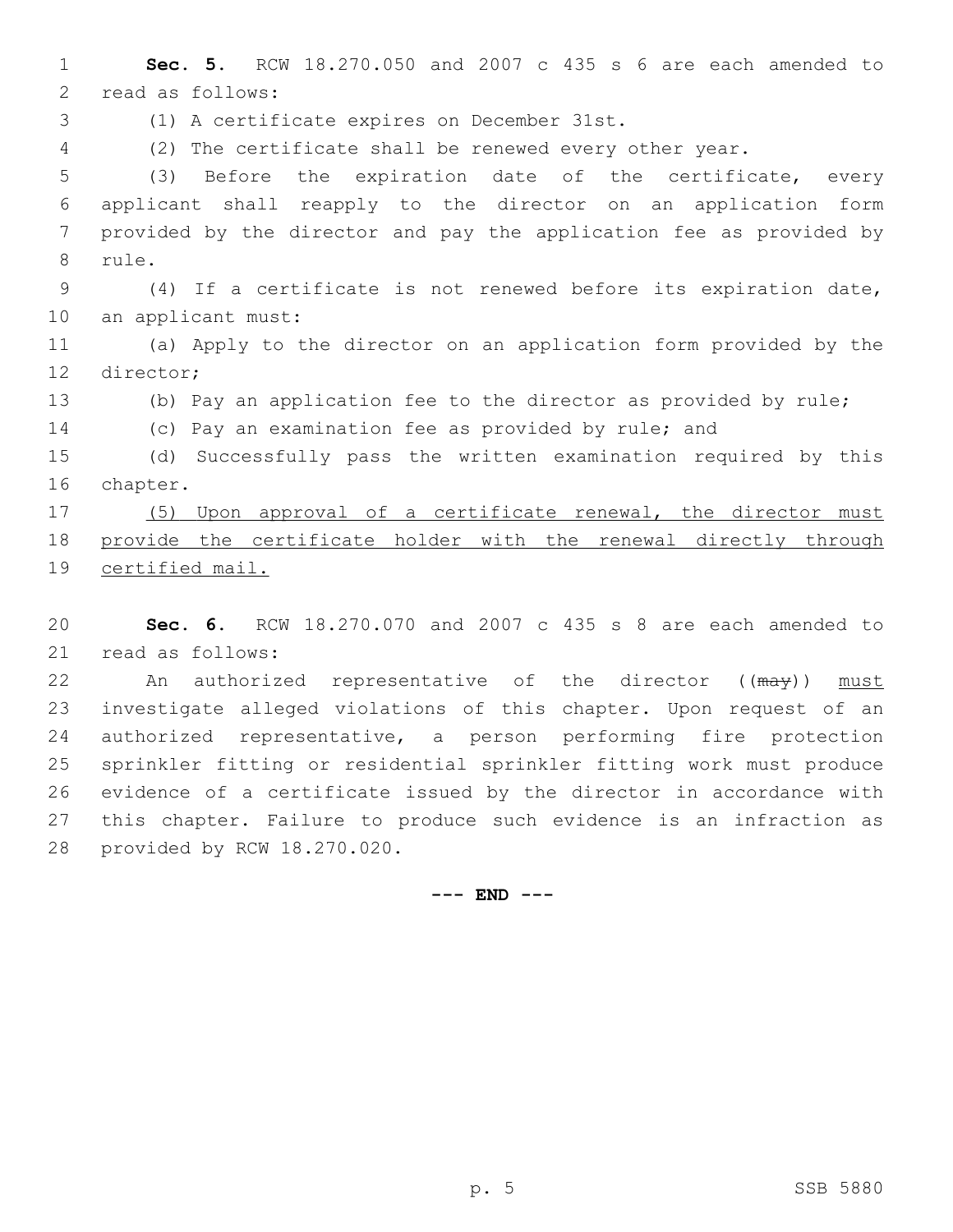**Sec. 5.** RCW 18.270.050 and 2007 c 435 s 6 are each amended to read as follows:

(1) A certificate expires on December 31st.

(2) The certificate shall be renewed every other year.

(3) Before the expiration date of the certificate, every applicant shall reapply to the director on an application form provided by the director and pay the application fee as provided by rule.

(4) If a certificate is not renewed before its expiration date, an applicant must:

(a) Apply to the director on an application form provided by the director;

(b) Pay an application fee to the director as provided by rule;

(c) Pay an examination fee as provided by rule; and

(d) Successfully pass the written examination required by this chapter.

<u>(5) Upon approval of a certificate renewal, the director must provide the certificate holder with the renewal directly through certified mail.</u>

**Sec. 6.** RCW 18.270.070 and 2007 c 435 s 8 are each amended to read as follows:

An authorized representative of the director ((~~may~~)) <u>must</u> investigate alleged violations of this chapter. Upon request of an authorized representative, a person performing fire protection sprinkler fitting or residential sprinkler fitting work must produce evidence of a certificate issued by the director in accordance with this chapter. Failure to produce such evidence is an infraction as provided by RCW 18.270.020.

**--- END ---**